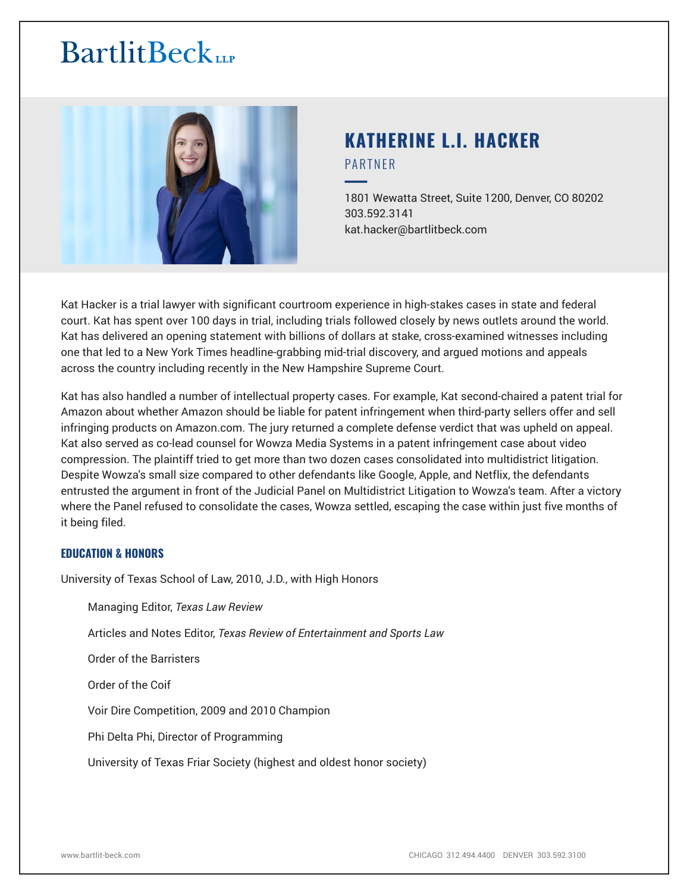BartlitBeck LLP

# KATHERINE L.I. HACKER

PARTNER

1801 Wewatta Street, Suite 1200, Denver, CO 80202
303.592.3141
kat.hacker@bartlitbeck.com

Kat Hacker is a trial lawyer with significant courtroom experience in high-stakes cases in state and federal court. Kat has spent over 100 days in trial, including trials followed closely by news outlets around the world. Kat has delivered an opening statement with billions of dollars at stake, cross-examined witnesses including one that led to a New York Times headline-grabbing mid-trial discovery, and argued motions and appeals across the country including recently in the New Hampshire Supreme Court.

Kat has also handled a number of intellectual property cases. For example, Kat second-chaired a patent trial for Amazon about whether Amazon should be liable for patent infringement when third-party sellers offer and sell infringing products on Amazon.com. The jury returned a complete defense verdict that was upheld on appeal. Kat also served as co-lead counsel for Wowza Media Systems in a patent infringement case about video compression. The plaintiff tried to get more than two dozen cases consolidated into multidistrict litigation. Despite Wowza's small size compared to other defendants like Google, Apple, and Netflix, the defendants entrusted the argument in front of the Judicial Panel on Multidistrict Litigation to Wowza's team. After a victory where the Panel refused to consolidate the cases, Wowza settled, escaping the case within just five months of it being filed.

## EDUCATION & HONORS

University of Texas School of Law, 2010, J.D., with High Honors

- Managing Editor, *Texas Law Review*
- Articles and Notes Editor, *Texas Review of Entertainment and Sports Law*
- Order of the Barristers
- Order of the Coif
- Voir Dire Competition, 2009 and 2010 Champion
- Phi Delta Phi, Director of Programming
- University of Texas Friar Society (highest and oldest honor society)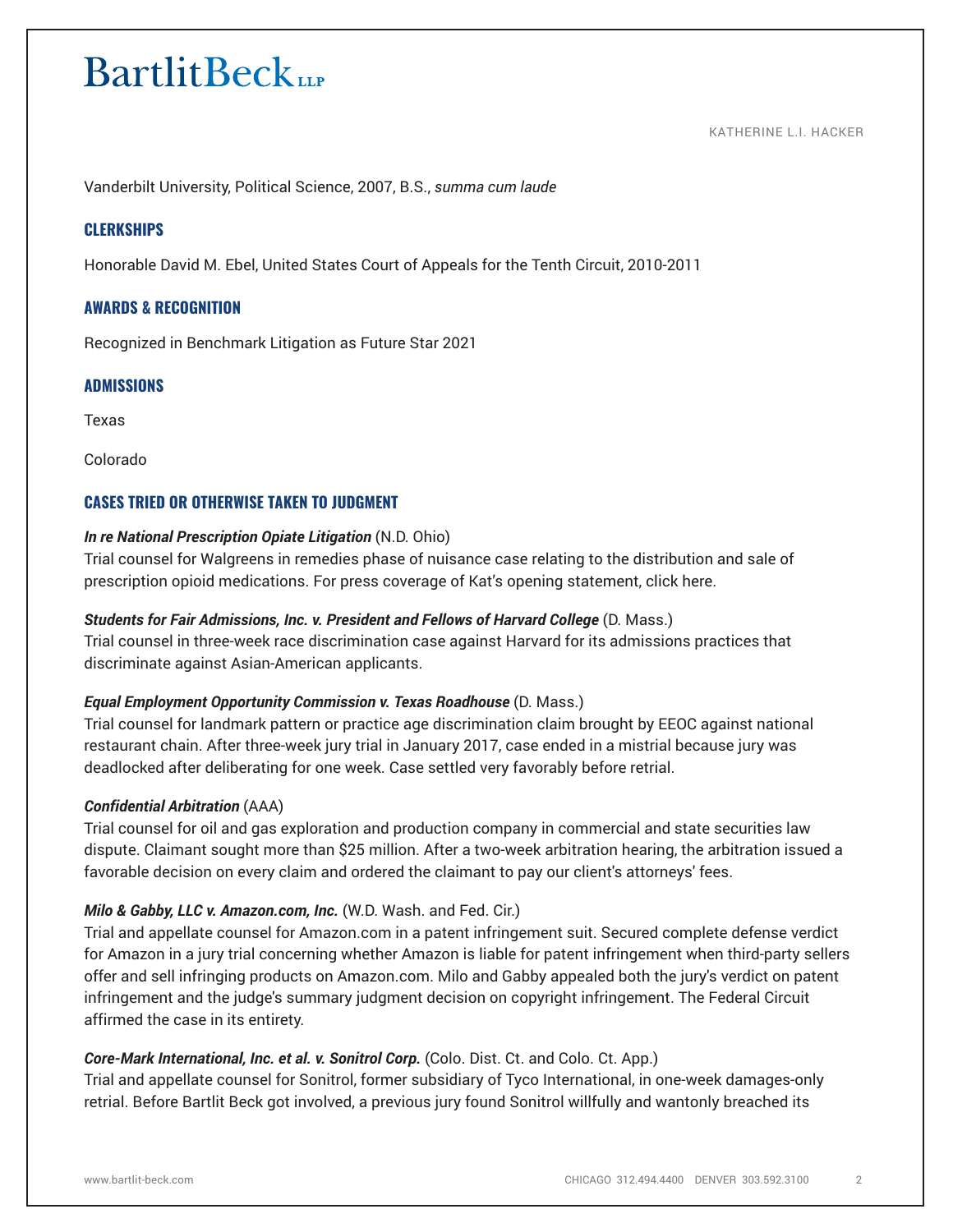Vanderbilt University, Political Science, 2007, B.S., *summa cum laude*

## CLERKSHIPS

Honorable David M. Ebel, United States Court of Appeals for the Tenth Circuit, 2010-2011

## AWARDS & RECOGNITION

Recognized in Benchmark Litigation as Future Star 2021

## ADMISSIONS

Texas

Colorado

## CASES TRIED OR OTHERWISE TAKEN TO JUDGMENT

***In re National Prescription Opiate Litigation*** (N.D. Ohio)
Trial counsel for Walgreens in remedies phase of nuisance case relating to the distribution and sale of prescription opioid medications. For press coverage of Kat's opening statement, click here.

***Students for Fair Admissions, Inc. v. President and Fellows of Harvard College*** (D. Mass.)
Trial counsel in three-week race discrimination case against Harvard for its admissions practices that discriminate against Asian-American applicants.

***Equal Employment Opportunity Commission v. Texas Roadhouse*** (D. Mass.)
Trial counsel for landmark pattern or practice age discrimination claim brought by EEOC against national restaurant chain. After three-week jury trial in January 2017, case ended in a mistrial because jury was deadlocked after deliberating for one week. Case settled very favorably before retrial.

***Confidential Arbitration*** (AAA)
Trial counsel for oil and gas exploration and production company in commercial and state securities law dispute. Claimant sought more than $25 million. After a two-week arbitration hearing, the arbitration issued a favorable decision on every claim and ordered the claimant to pay our client's attorneys' fees.

***Milo & Gabby, LLC v. Amazon.com, Inc.*** (W.D. Wash. and Fed. Cir.)
Trial and appellate counsel for Amazon.com in a patent infringement suit. Secured complete defense verdict for Amazon in a jury trial concerning whether Amazon is liable for patent infringement when third-party sellers offer and sell infringing products on Amazon.com. Milo and Gabby appealed both the jury's verdict on patent infringement and the judge's summary judgment decision on copyright infringement. The Federal Circuit affirmed the case in its entirety.

***Core-Mark International, Inc. et al. v. Sonitrol Corp.*** (Colo. Dist. Ct. and Colo. Ct. App.)
Trial and appellate counsel for Sonitrol, former subsidiary of Tyco International, in one-week damages-only retrial. Before Bartlit Beck got involved, a previous jury found Sonitrol willfully and wantonly breached its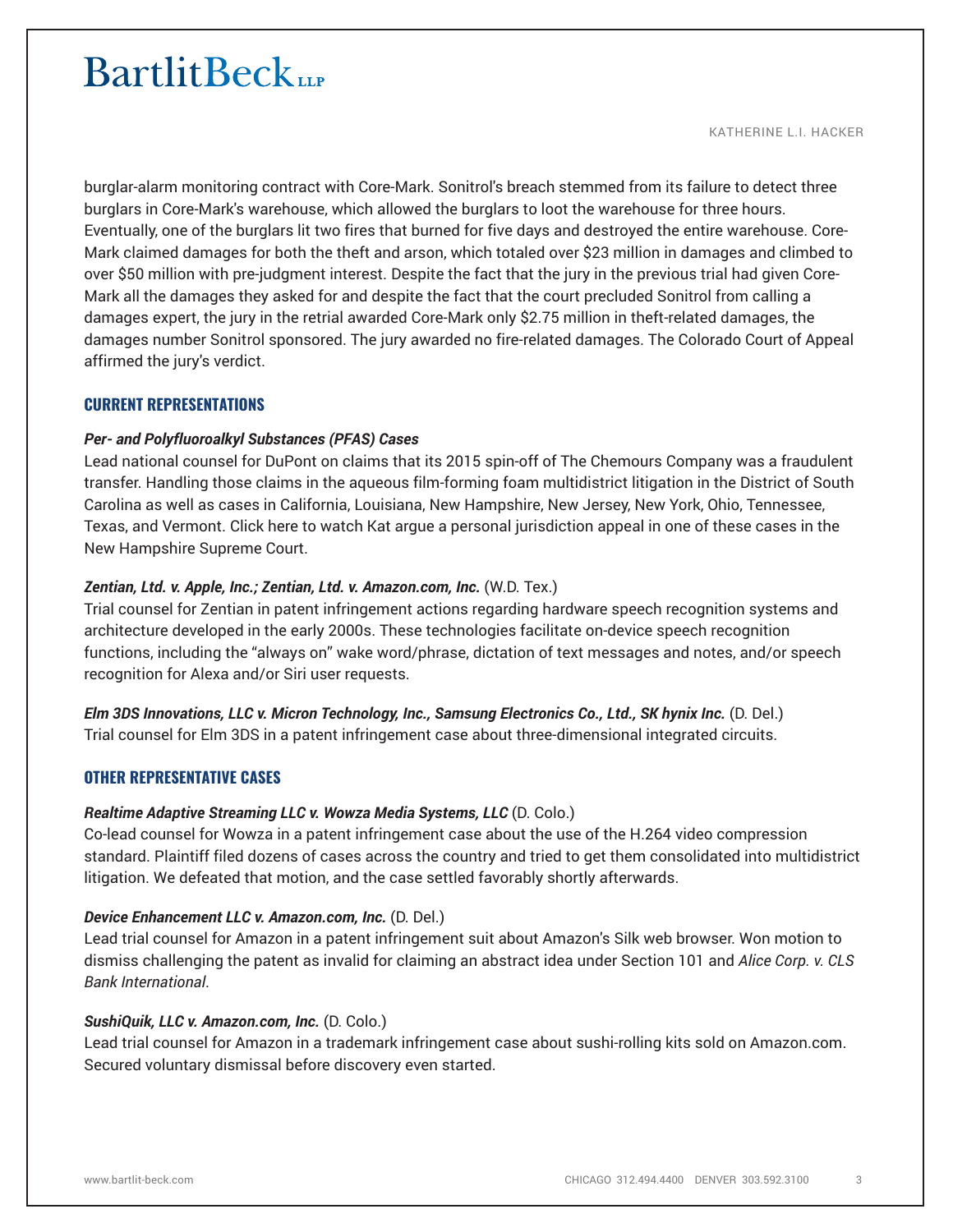burglar-alarm monitoring contract with Core-Mark. Sonitrol's breach stemmed from its failure to detect three burglars in Core-Mark's warehouse, which allowed the burglars to loot the warehouse for three hours. Eventually, one of the burglars lit two fires that burned for five days and destroyed the entire warehouse. Core-Mark claimed damages for both the theft and arson, which totaled over $23 million in damages and climbed to over $50 million with pre-judgment interest. Despite the fact that the jury in the previous trial had given Core-Mark all the damages they asked for and despite the fact that the court precluded Sonitrol from calling a damages expert, the jury in the retrial awarded Core-Mark only $2.75 million in theft-related damages, the damages number Sonitrol sponsored. The jury awarded no fire-related damages. The Colorado Court of Appeal affirmed the jury's verdict.

## CURRENT REPRESENTATIONS

***Per- and Polyfluoroalkyl Substances (PFAS) Cases***
Lead national counsel for DuPont on claims that its 2015 spin-off of The Chemours Company was a fraudulent transfer. Handling those claims in the aqueous film-forming foam multidistrict litigation in the District of South Carolina as well as cases in California, Louisiana, New Hampshire, New Jersey, New York, Ohio, Tennessee, Texas, and Vermont. Click here to watch Kat argue a personal jurisdiction appeal in one of these cases in the New Hampshire Supreme Court.

***Zentian, Ltd. v. Apple, Inc.; Zentian, Ltd. v. Amazon.com, Inc.*** (W.D. Tex.)
Trial counsel for Zentian in patent infringement actions regarding hardware speech recognition systems and architecture developed in the early 2000s. These technologies facilitate on-device speech recognition functions, including the "always on" wake word/phrase, dictation of text messages and notes, and/or speech recognition for Alexa and/or Siri user requests.

***Elm 3DS Innovations, LLC v. Micron Technology, Inc., Samsung Electronics Co., Ltd., SK hynix Inc.*** (D. Del.)
Trial counsel for Elm 3DS in a patent infringement case about three-dimensional integrated circuits.

## OTHER REPRESENTATIVE CASES

***Realtime Adaptive Streaming LLC v. Wowza Media Systems, LLC*** (D. Colo.)
Co-lead counsel for Wowza in a patent infringement case about the use of the H.264 video compression standard. Plaintiff filed dozens of cases across the country and tried to get them consolidated into multidistrict litigation. We defeated that motion, and the case settled favorably shortly afterwards.

***Device Enhancement LLC v. Amazon.com, Inc.*** (D. Del.)
Lead trial counsel for Amazon in a patent infringement suit about Amazon's Silk web browser. Won motion to dismiss challenging the patent as invalid for claiming an abstract idea under Section 101 and *Alice Corp. v. CLS Bank International*.

***SushiQuik, LLC v. Amazon.com, Inc.*** (D. Colo.)
Lead trial counsel for Amazon in a trademark infringement case about sushi-rolling kits sold on Amazon.com. Secured voluntary dismissal before discovery even started.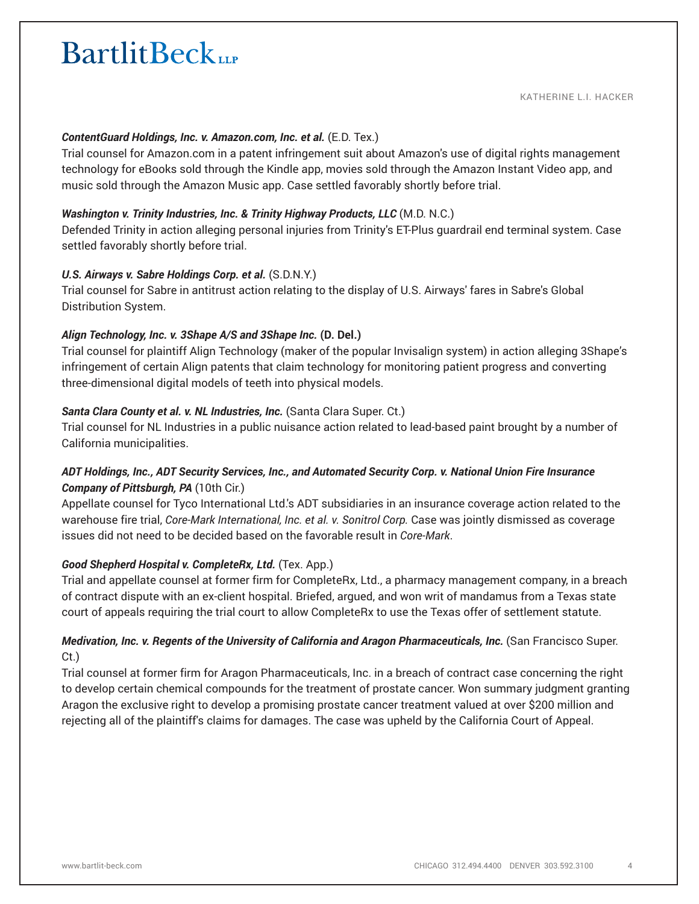***ContentGuard Holdings, Inc. v. Amazon.com, Inc. et al.*** (E.D. Tex.)
Trial counsel for Amazon.com in a patent infringement suit about Amazon's use of digital rights management technology for eBooks sold through the Kindle app, movies sold through the Amazon Instant Video app, and music sold through the Amazon Music app. Case settled favorably shortly before trial.

***Washington v. Trinity Industries, Inc. & Trinity Highway Products, LLC*** (M.D. N.C.)
Defended Trinity in action alleging personal injuries from Trinity's ET-Plus guardrail end terminal system. Case settled favorably shortly before trial.

***U.S. Airways v. Sabre Holdings Corp. et al.*** (S.D.N.Y.)
Trial counsel for Sabre in antitrust action relating to the display of U.S. Airways' fares in Sabre's Global Distribution System.

***Align Technology, Inc. v. 3Shape A/S and 3Shape Inc.*** **(D. Del.)**
Trial counsel for plaintiff Align Technology (maker of the popular Invisalign system) in action alleging 3Shape's infringement of certain Align patents that claim technology for monitoring patient progress and converting three-dimensional digital models of teeth into physical models.

***Santa Clara County et al. v. NL Industries, Inc.*** (Santa Clara Super. Ct.)
Trial counsel for NL Industries in a public nuisance action related to lead-based paint brought by a number of California municipalities.

***ADT Holdings, Inc., ADT Security Services, Inc., and Automated Security Corp. v. National Union Fire Insurance Company of Pittsburgh, PA*** (10th Cir.)
Appellate counsel for Tyco International Ltd.'s ADT subsidiaries in an insurance coverage action related to the warehouse fire trial, *Core-Mark International, Inc. et al. v. Sonitrol Corp.* Case was jointly dismissed as coverage issues did not need to be decided based on the favorable result in *Core-Mark*.

***Good Shepherd Hospital v. CompleteRx, Ltd.*** (Tex. App.)
Trial and appellate counsel at former firm for CompleteRx, Ltd., a pharmacy management company, in a breach of contract dispute with an ex-client hospital. Briefed, argued, and won writ of mandamus from a Texas state court of appeals requiring the trial court to allow CompleteRx to use the Texas offer of settlement statute.

***Medivation, Inc. v. Regents of the University of California and Aragon Pharmaceuticals, Inc.*** (San Francisco Super. Ct.)
Trial counsel at former firm for Aragon Pharmaceuticals, Inc. in a breach of contract case concerning the right to develop certain chemical compounds for the treatment of prostate cancer. Won summary judgment granting Aragon the exclusive right to develop a promising prostate cancer treatment valued at over $200 million and rejecting all of the plaintiff's claims for damages. The case was upheld by the California Court of Appeal.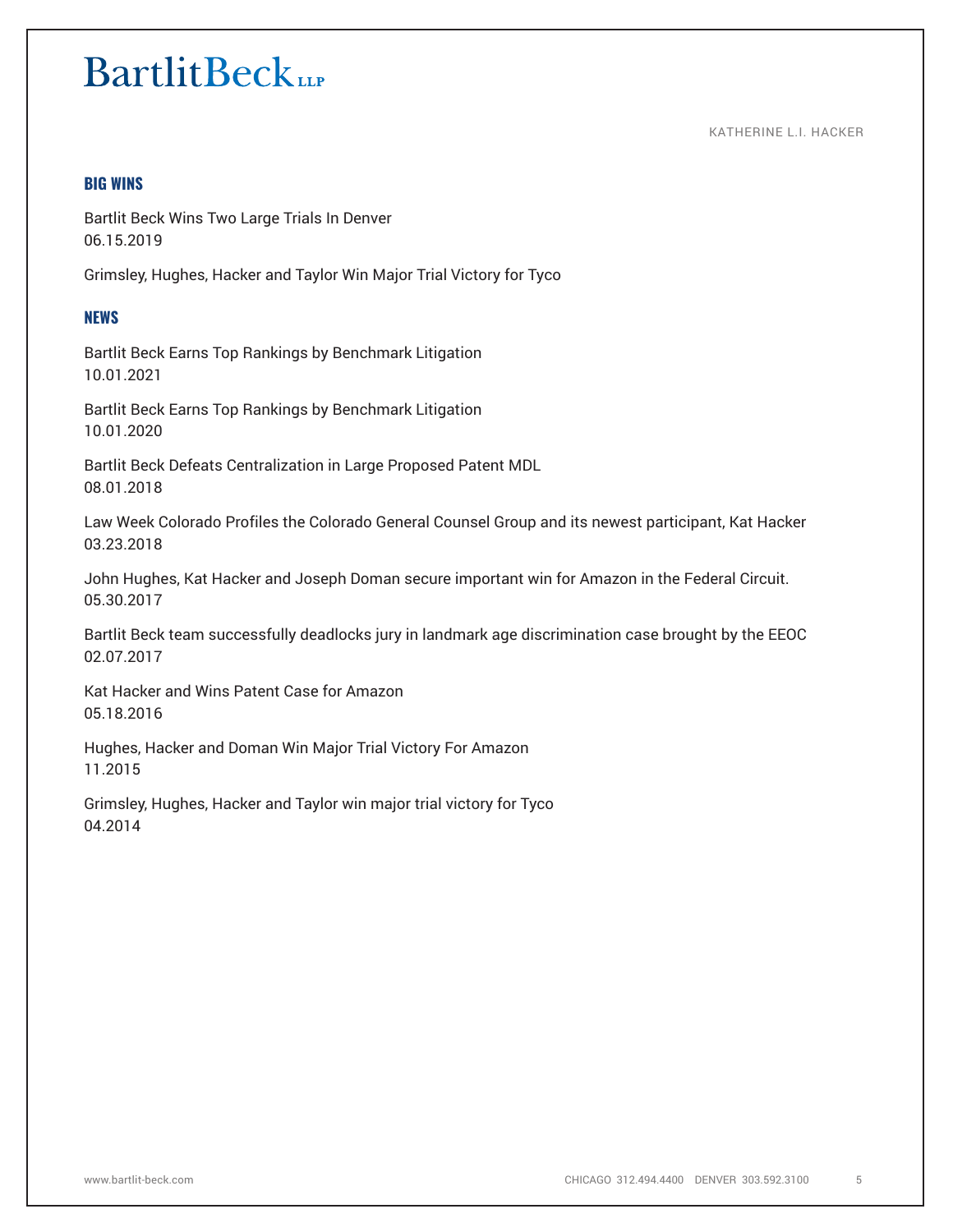## BIG WINS

Bartlit Beck Wins Two Large Trials In Denver
06.15.2019

Grimsley, Hughes, Hacker and Taylor Win Major Trial Victory for Tyco

## NEWS

Bartlit Beck Earns Top Rankings by Benchmark Litigation
10.01.2021

Bartlit Beck Earns Top Rankings by Benchmark Litigation
10.01.2020

Bartlit Beck Defeats Centralization in Large Proposed Patent MDL
08.01.2018

Law Week Colorado Profiles the Colorado General Counsel Group and its newest participant, Kat Hacker
03.23.2018

John Hughes, Kat Hacker and Joseph Doman secure important win for Amazon in the Federal Circuit.
05.30.2017

Bartlit Beck team successfully deadlocks jury in landmark age discrimination case brought by the EEOC
02.07.2017

Kat Hacker and Wins Patent Case for Amazon
05.18.2016

Hughes, Hacker and Doman Win Major Trial Victory For Amazon
11.2015

Grimsley, Hughes, Hacker and Taylor win major trial victory for Tyco
04.2014